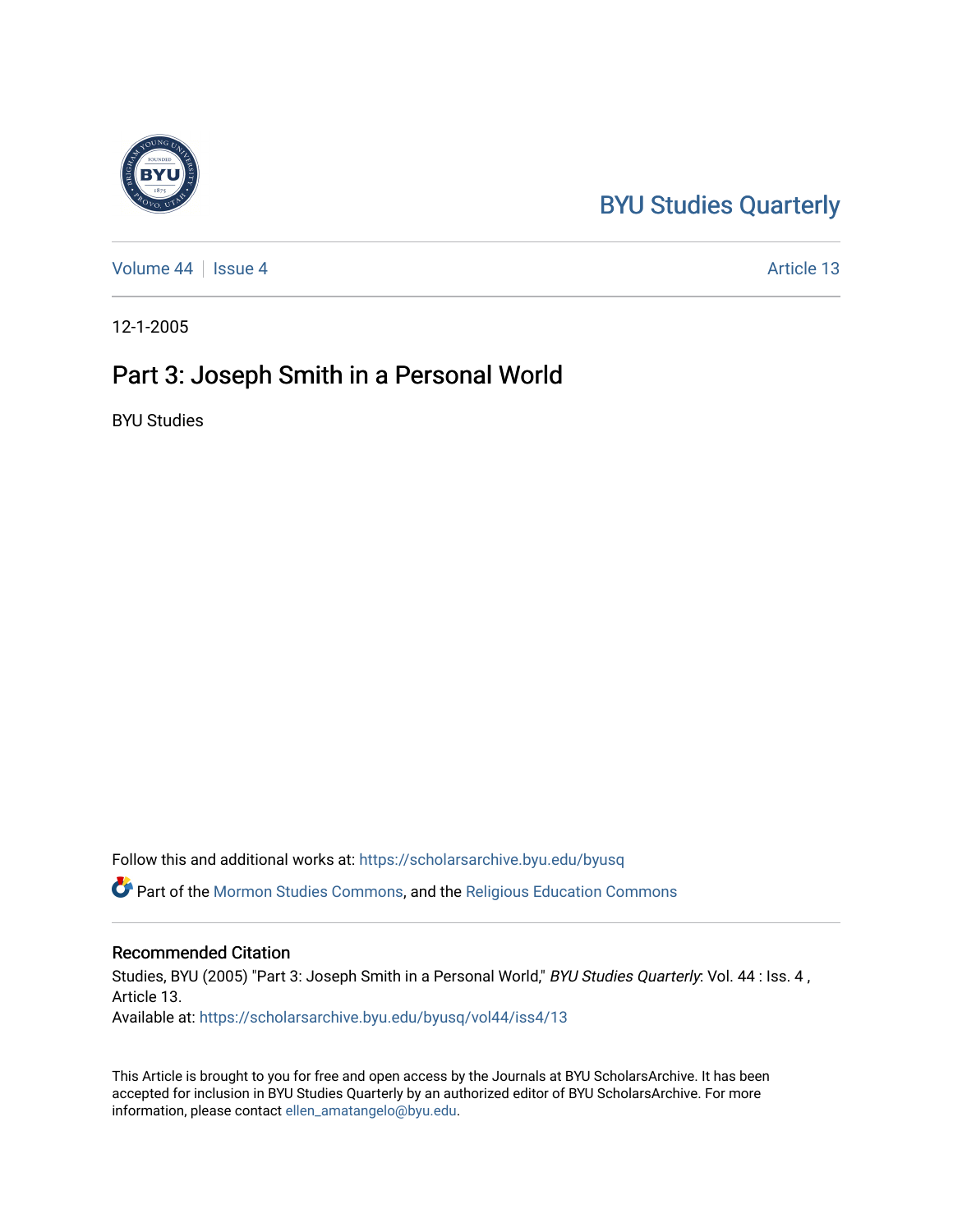BYU Studies Quarterly

Volume 44 | Issue 4 | Article 13

12-1-2005

# Part 3: Joseph Smith in a Personal World

BYU Studies

Follow this and additional works at: https://scholarsarchive.byu.edu/byusq

Part of the Mormon Studies Commons, and the Religious Education Commons

## Recommended Citation

Studies, BYU (2005) "Part 3: Joseph Smith in a Personal World," *BYU Studies Quarterly*: Vol. 44 : Iss. 4 , Article 13.
Available at: https://scholarsarchive.byu.edu/byusq/vol44/iss4/13

This Article is brought to you for free and open access by the Journals at BYU ScholarsArchive. It has been accepted for inclusion in BYU Studies Quarterly by an authorized editor of BYU ScholarsArchive. For more information, please contact ellen_amatangelo@byu.edu.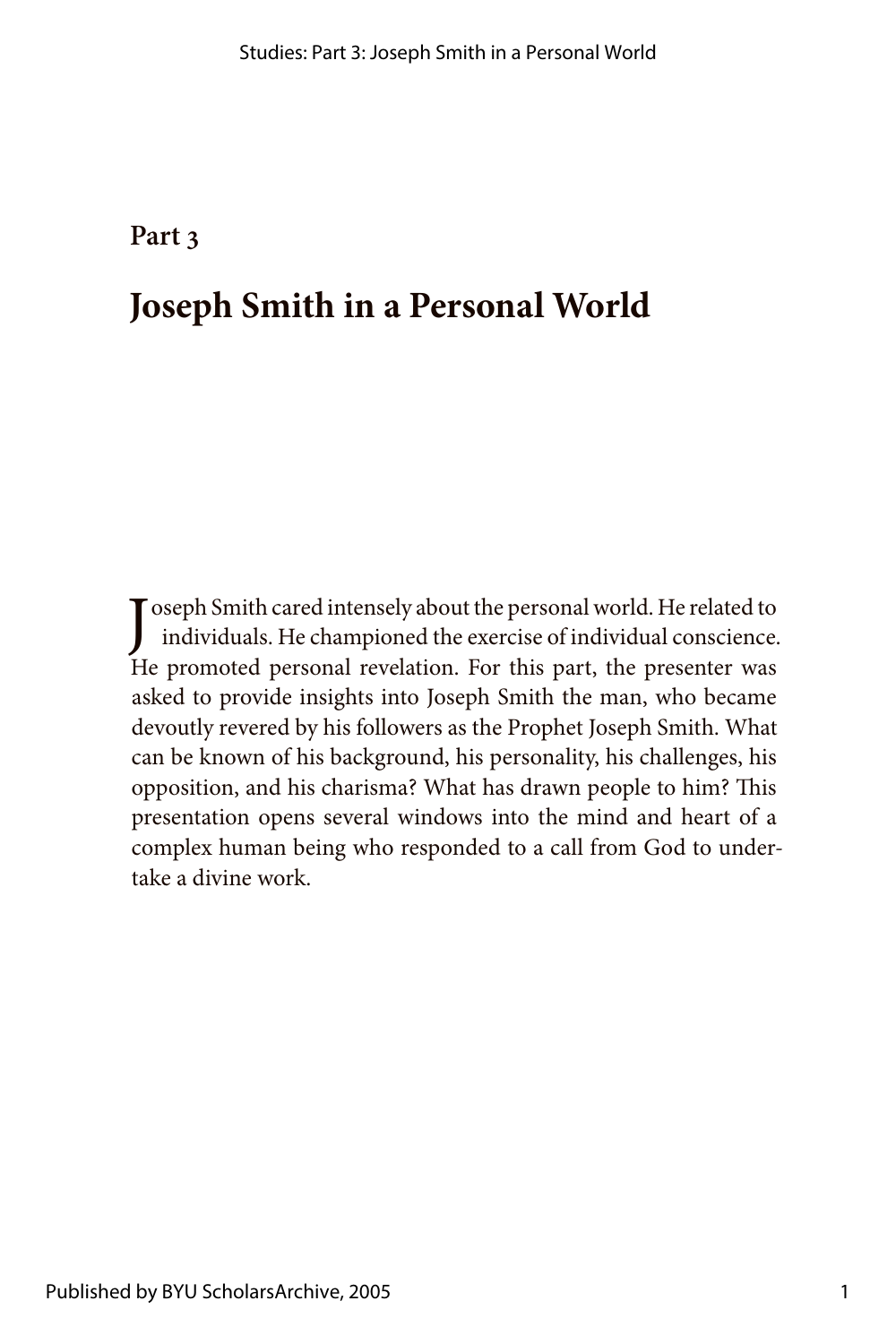## Part 3

# Joseph Smith in a Personal World

Joseph Smith cared intensely about the personal world. He related to individuals. He championed the exercise of individual conscience. He promoted personal revelation. For this part, the presenter was asked to provide insights into Joseph Smith the man, who became devoutly revered by his followers as the Prophet Joseph Smith. What can be known of his background, his personality, his challenges, his opposition, and his charisma? What has drawn people to him? This presentation opens several windows into the mind and heart of a complex human being who responded to a call from God to undertake a divine work.